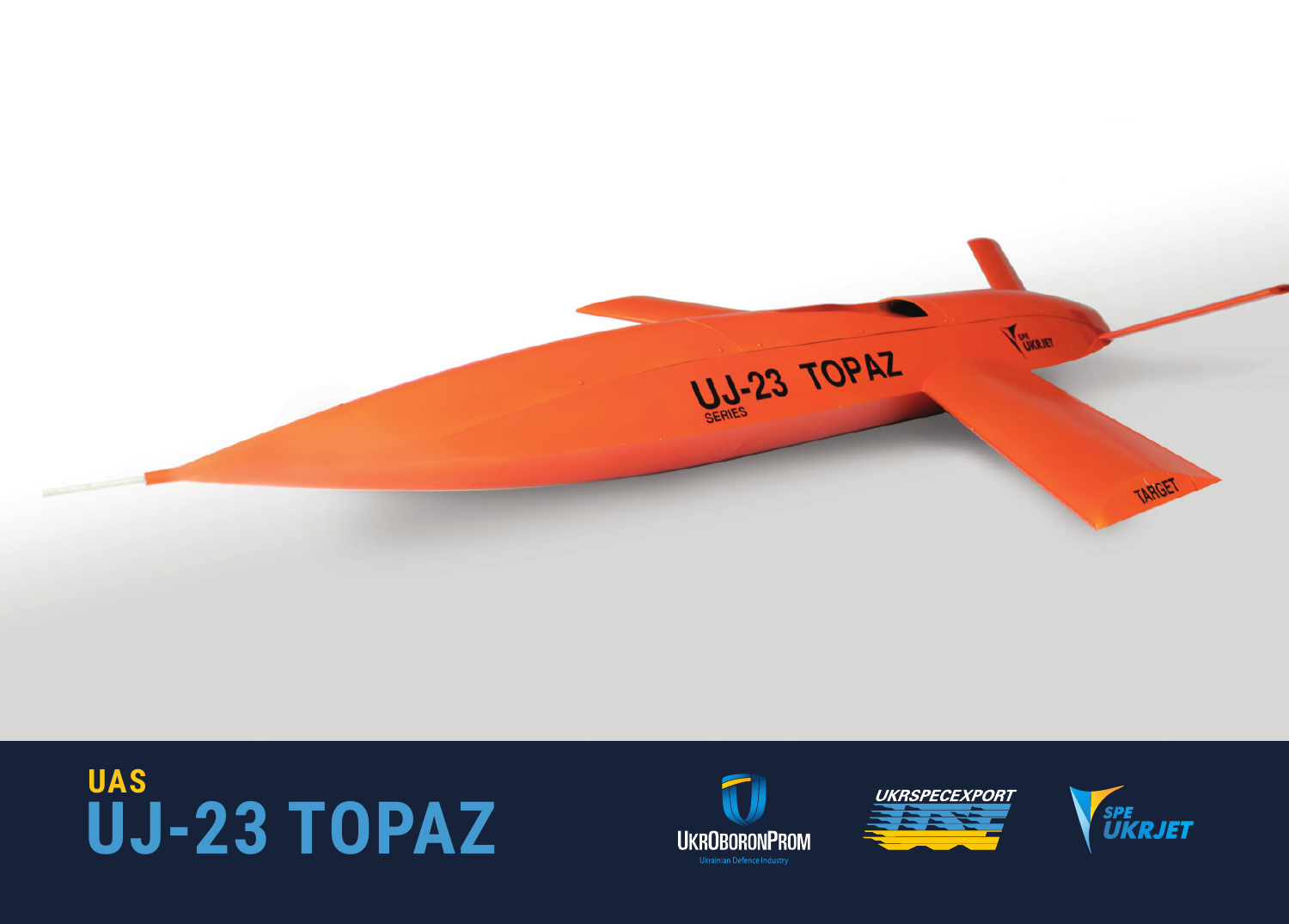# UAS
# UJ-23 TOPAZ

UKROBORONPROM
Ukrainian Defence Industry

UKRSPECEXPORT

SPE UKRJET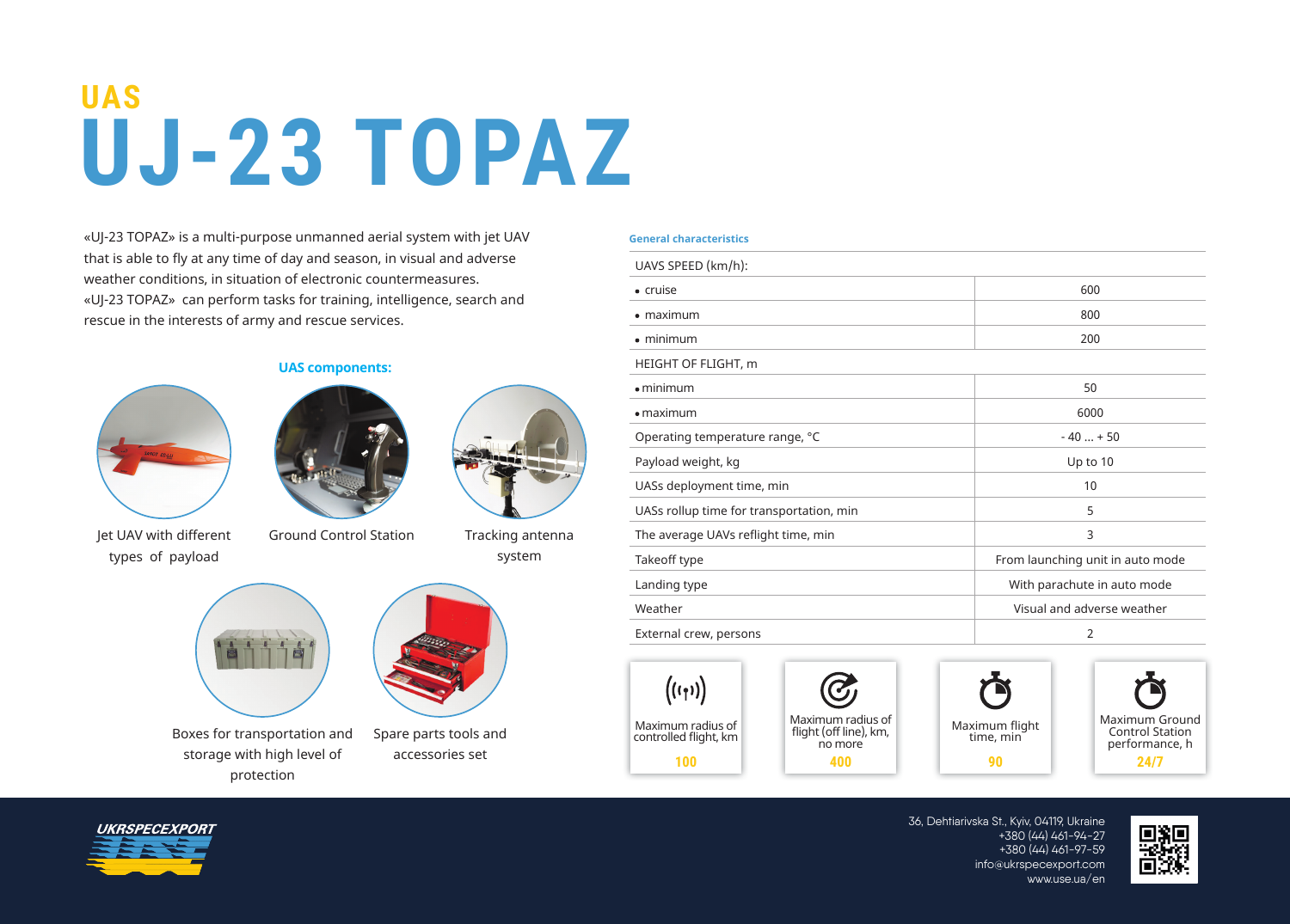# UAS
# UJ-23 TOPAZ

«UJ-23 TOPAZ» is a multi-purpose unmanned aerial system with jet UAV that is able to fly at any time of day and season, in visual and adverse weather conditions, in situation of electronic countermeasures.
«UJ-23 TOPAZ» can perform tasks for training, intelligence, search and rescue in the interests of army and rescue services.

**UAS components:**

Jet UAV with different types of payload

Ground Control Station

Tracking antenna system

Boxes for transportation and storage with high level of protection

Spare parts tools and accessories set

**General characteristics**

| | |
|---|---|
| UAVS SPEED (km/h): | |
| • cruise | 600 |
| • maximum | 800 |
| • minimum | 200 |
| HEIGHT OF FLIGHT, m | |
| • minimum | 50 |
| • maximum | 6000 |
| Operating temperature range, °C | - 40 ... + 50 |
| Payload weight, kg | Up to 10 |
| UASs deployment time, min | 10 |
| UASs rollup time for transportation, min | 5 |
| The average UAVs reflight time, min | 3 |
| Takeoff type | From launching unit in auto mode |
| Landing type | With parachute in auto mode |
| Weather | Visual and adverse weather |
| External crew, persons | 2 |

Maximum radius of controlled flight, km
**100**

Maximum radius of flight (off line), km, no more
**400**

Maximum flight time, min
**90**

Maximum Ground Control Station performance, h
**24/7**

UKRSPECEXPORT

36, Dehtiarivska St., Kyiv, 04119, Ukraine
+380 (44) 461-94-27
+380 (44) 461-97-59
info@ukrspecexport.com
www.use.ua/en